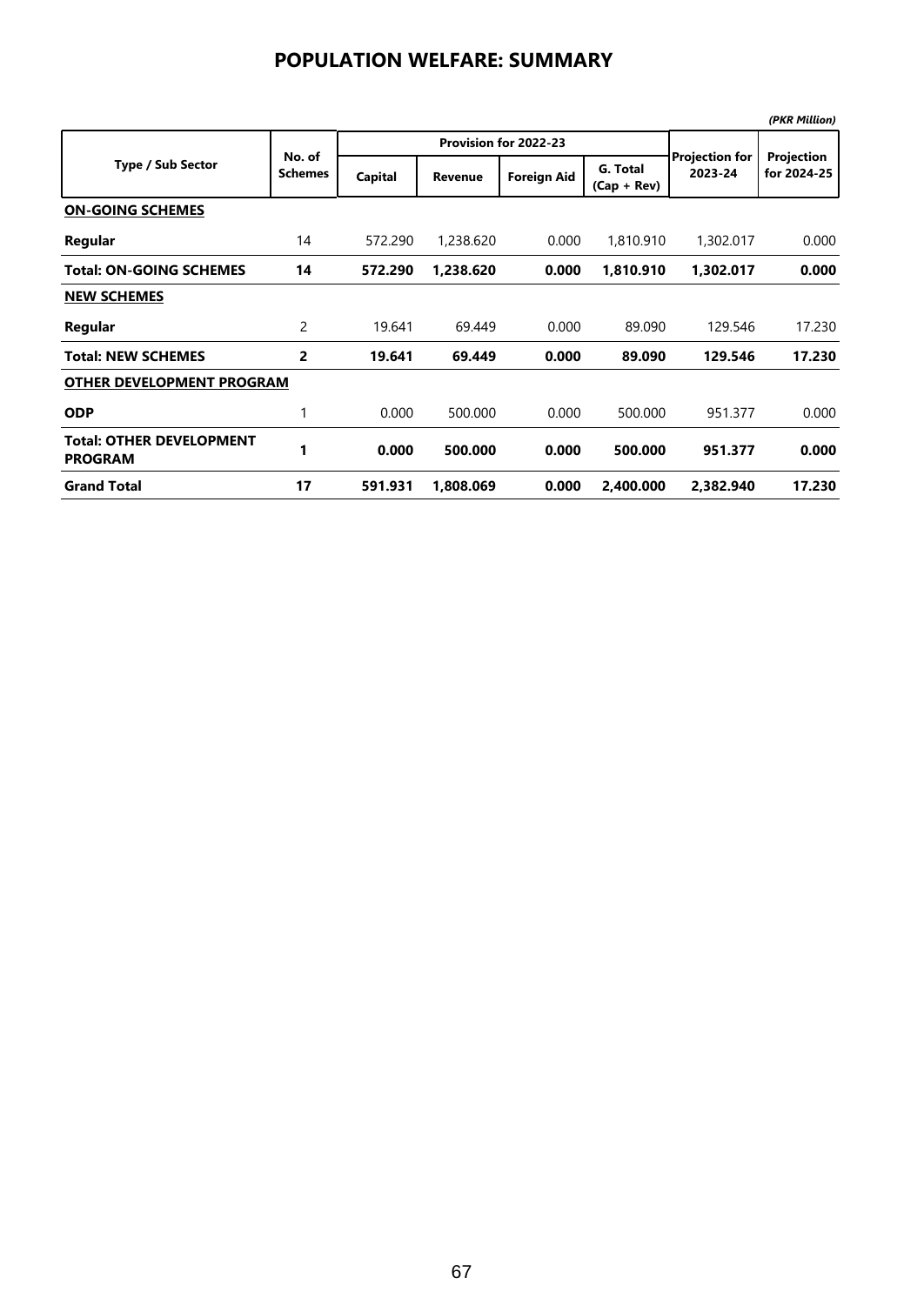# POPULATION WELFARE: SUMMARY

*(PKR Million)*

| Type / Sub Sector | No. of Schemes | Provision for 2022-23 | | | | Projection for 2023-24 | Projection for 2024-25 |
|---|---|---|---|---|---|---|---|
| | | Capital | Revenue | Foreign Aid | G. Total (Cap + Rev) | | |
| **ON-GOING SCHEMES** | | | | | | | |
| **Regular** | 14 | 572.290 | 1,238.620 | 0.000 | 1,810.910 | 1,302.017 | 0.000 |
| **Total: ON-GOING SCHEMES** | **14** | **572.290** | **1,238.620** | **0.000** | **1,810.910** | **1,302.017** | **0.000** |
| **NEW SCHEMES** | | | | | | | |
| **Regular** | 2 | 19.641 | 69.449 | 0.000 | 89.090 | 129.546 | 17.230 |
| **Total: NEW SCHEMES** | **2** | **19.641** | **69.449** | **0.000** | **89.090** | **129.546** | **17.230** |
| **OTHER DEVELOPMENT PROGRAM** | | | | | | | |
| **ODP** | 1 | 0.000 | 500.000 | 0.000 | 500.000 | 951.377 | 0.000 |
| **Total: OTHER DEVELOPMENT PROGRAM** | **1** | **0.000** | **500.000** | **0.000** | **500.000** | **951.377** | **0.000** |
| **Grand Total** | **17** | **591.931** | **1,808.069** | **0.000** | **2,400.000** | **2,382.940** | **17.230** |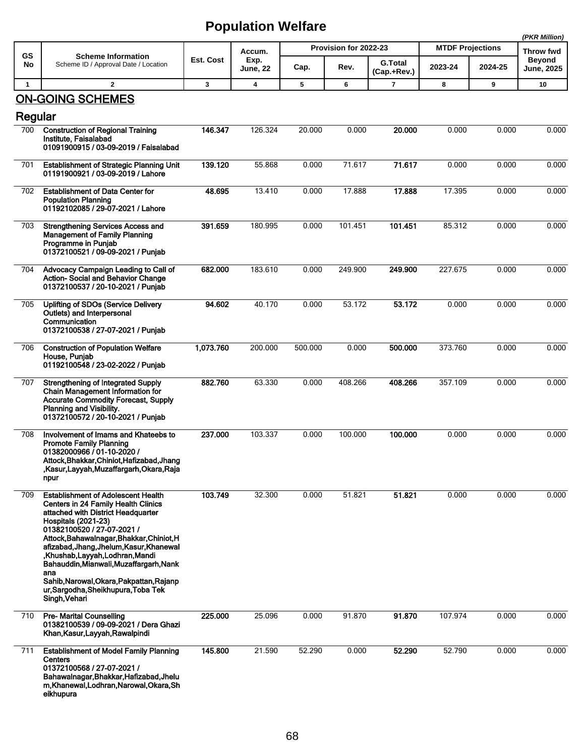# Population Welfare

(PKR Million)

| GS No | Scheme Information<br>Scheme ID / Approval Date / Location | Est. Cost | Accum. Exp. June, 22 | Provision for 2022-23 | | | MTDF Projections | | Throw fwd Beyond June, 2025 |
|---|---|---|---|---|---|---|---|---|---|
| | | | | Cap. | Rev. | G.Total (Cap.+Rev.) | 2023-24 | 2024-25 | |
| 1 | 2 | 3 | 4 | 5 | 6 | 7 | 8 | 9 | 10 |

## ON-GOING SCHEMES

### Regular

| GS No | Scheme Information | Est. Cost | Accum. Exp. June, 22 | Cap. | Rev. | G.Total (Cap.+Rev.) | 2023-24 | 2024-25 | Throw fwd Beyond June, 2025 |
|---|---|---|---|---|---|---|---|---|---|
| 700 | **Construction of Regional Training Institute, Faisalabad**<br>**01091900915 / 03-09-2019 / Faisalabad** | **146.347** | 126.324 | 20.000 | 0.000 | **20.000** | 0.000 | 0.000 | 0.000 |
| 701 | **Establishment of Strategic Planning Unit**<br>**01191900921 / 03-09-2019 / Lahore** | **139.120** | 55.868 | 0.000 | 71.617 | **71.617** | 0.000 | 0.000 | 0.000 |
| 702 | **Establishment of Data Center for Population Planning**<br>**01192102085 / 29-07-2021 / Lahore** | **48.695** | 13.410 | 0.000 | 17.888 | **17.888** | 17.395 | 0.000 | 0.000 |
| 703 | **Strengthening Services Access and Management of Family Planning Programme in Punjab**<br>**01372100521 / 09-09-2021 / Punjab** | **391.659** | 180.995 | 0.000 | 101.451 | **101.451** | 85.312 | 0.000 | 0.000 |
| 704 | **Advocacy Campaign Leading to Call of Action- Social and Behavior Change**<br>**01372100537 / 20-10-2021 / Punjab** | **682.000** | 183.610 | 0.000 | 249.900 | **249.900** | 227.675 | 0.000 | 0.000 |
| 705 | **Uplifting of SDOs (Service Delivery Outlets) and Interpersonal Communication**<br>**01372100538 / 27-07-2021 / Punjab** | **94.602** | 40.170 | 0.000 | 53.172 | **53.172** | 0.000 | 0.000 | 0.000 |
| 706 | **Construction of Population Welfare House, Punjab**<br>**01192100548 / 23-02-2022 / Punjab** | **1,073.760** | 200.000 | 500.000 | 0.000 | **500.000** | 373.760 | 0.000 | 0.000 |
| 707 | **Strengthening of Integrated Supply Chain Management Information for Accurate Commodity Forecast, Supply Planning and Visibility.**<br>**01372100572 / 20-10-2021 / Punjab** | **882.760** | 63.330 | 0.000 | 408.266 | **408.266** | 357.109 | 0.000 | 0.000 |
| 708 | **Involvement of Imams and Khateebs to Promote Family Planning**<br>**01382000966 / 01-10-2020 / Attock,Bhakkar,Chiniot,Hafizabad,Jhang ,Kasur,Layyah,Muzaffargarh,Okara,Rajanpur** | **237.000** | 103.337 | 0.000 | 100.000 | **100.000** | 0.000 | 0.000 | 0.000 |
| 709 | **Establishment of Adolescent Health Centers in 24 Family Health Clinics attached with District Headquarter Hospitals (2021-23)**<br>**01382100520 / 27-07-2021 / Attock,Bahawalnagar,Bhakkar,Chiniot,Hafizabad,Jhang,Jhelum,Kasur,Khanewal ,Khushab,Layyah,Lodhran,Mandi Bahauddin,Mianwali,Muzaffargarh,Nankana Sahib,Narowal,Okara,Pakpattan,Rajanpur,Sargodha,Sheikhupura,Toba Tek Singh,Vehari** | **103.749** | 32.300 | 0.000 | 51.821 | **51.821** | 0.000 | 0.000 | 0.000 |
| 710 | **Pre- Marital Counselling**<br>**01382100539 / 09-09-2021 / Dera Ghazi Khan,Kasur,Layyah,Rawalpindi** | **225.000** | 25.096 | 0.000 | 91.870 | **91.870** | 107.974 | 0.000 | 0.000 |
| 711 | **Establishment of Model Family Planning Centers**<br>**01372100568 / 27-07-2021 / Bahawalnagar,Bhakkar,Hafizabad,Jhelum,Khanewal,Lodhran,Narowal,Okara,Sheikhupura** | **145.800** | 21.590 | 52.290 | 0.000 | **52.290** | 52.790 | 0.000 | 0.000 |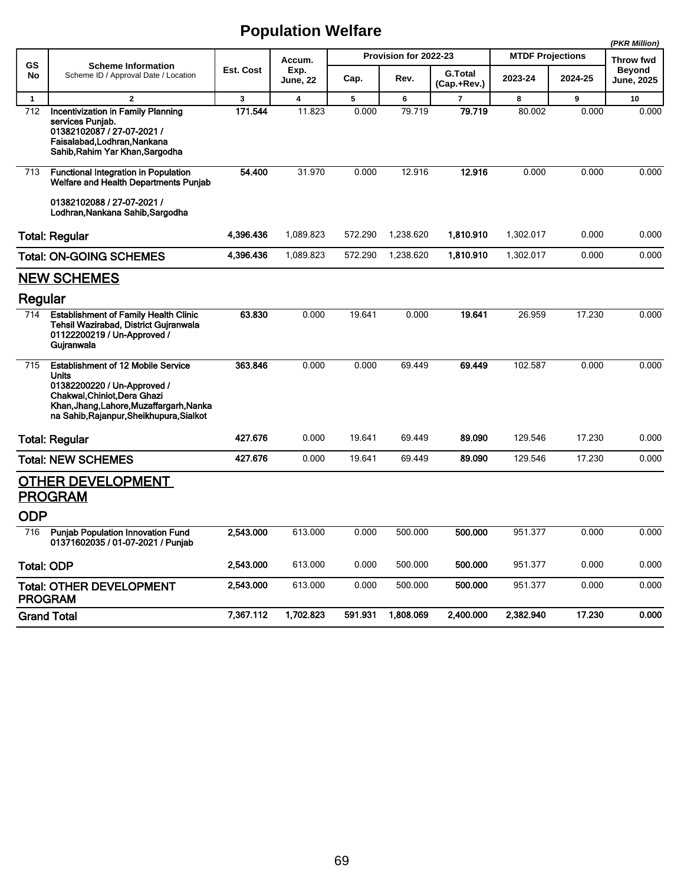# Population Welfare

*(PKR Million)*

| GS No | Scheme Information<br>Scheme ID / Approval Date / Location | Est. Cost | Accum. Exp. June, 22 | Provision for 2022-23 | | | MTDF Projections | | Throw fwd Beyond June, 2025 |
|---|---|---|---|---|---|---|---|---|---|
| | | | | Cap. | Rev. | G.Total (Cap.+Rev.) | 2023-24 | 2024-25 | |
| 1 | 2 | 3 | 4 | 5 | 6 | 7 | 8 | 9 | 10 |
| 712 | **Incentivization in Family Planning services Punjab.**<br>**01382102087 / 27-07-2021 / Faisalabad,Lodhran,Nankana Sahib,Rahim Yar Khan,Sargodha** | **171.544** | 11.823 | 0.000 | 79.719 | **79.719** | 80.002 | 0.000 | 0.000 |
| 713 | **Functional Integration in Population Welfare and Health Departments Punjab**<br>**01382102088 / 27-07-2021 / Lodhran,Nankana Sahib,Sargodha** | **54.400** | 31.970 | 0.000 | 12.916 | **12.916** | 0.000 | 0.000 | 0.000 |
| | **Total: Regular** | **4,396.436** | 1,089.823 | 572.290 | 1,238.620 | **1,810.910** | 1,302.017 | 0.000 | 0.000 |
| | **Total: ON-GOING SCHEMES** | **4,396.436** | 1,089.823 | 572.290 | 1,238.620 | **1,810.910** | 1,302.017 | 0.000 | 0.000 |
| | **NEW SCHEMES** | | | | | | | | |
| | **Regular** | | | | | | | | |
| 714 | **Establishment of Family Health Clinic Tehsil Wazirabad, District Gujranwala**<br>**01122200219 / Un-Approved / Gujranwala** | **63.830** | 0.000 | 19.641 | 0.000 | **19.641** | 26.959 | 17.230 | 0.000 |
| 715 | **Establishment of 12 Mobile Service Units**<br>**01382200220 / Un-Approved / Chakwal,Chiniot,Dera Ghazi Khan,Jhang,Lahore,Muzaffargarh,Nankana Sahib,Rajanpur,Sheikhupura,Sialkot** | **363.846** | 0.000 | 0.000 | 69.449 | **69.449** | 102.587 | 0.000 | 0.000 |
| | **Total: Regular** | **427.676** | 0.000 | 19.641 | 69.449 | **89.090** | 129.546 | 17.230 | 0.000 |
| | **Total: NEW SCHEMES** | **427.676** | 0.000 | 19.641 | 69.449 | **89.090** | 129.546 | 17.230 | 0.000 |
| | **OTHER DEVELOPMENT PROGRAM** | | | | | | | | |
| | **ODP** | | | | | | | | |
| 716 | **Punjab Population Innovation Fund**<br>**01371602035 / 01-07-2021 / Punjab** | **2,543.000** | 613.000 | 0.000 | 500.000 | **500.000** | 951.377 | 0.000 | 0.000 |
| | **Total: ODP** | **2,543.000** | 613.000 | 0.000 | 500.000 | **500.000** | 951.377 | 0.000 | 0.000 |
| | **Total: OTHER DEVELOPMENT PROGRAM** | **2,543.000** | 613.000 | 0.000 | 500.000 | **500.000** | 951.377 | 0.000 | 0.000 |
| | **Grand Total** | **7,367.112** | **1,702.823** | **591.931** | **1,808.069** | **2,400.000** | **2,382.940** | **17.230** | **0.000** |